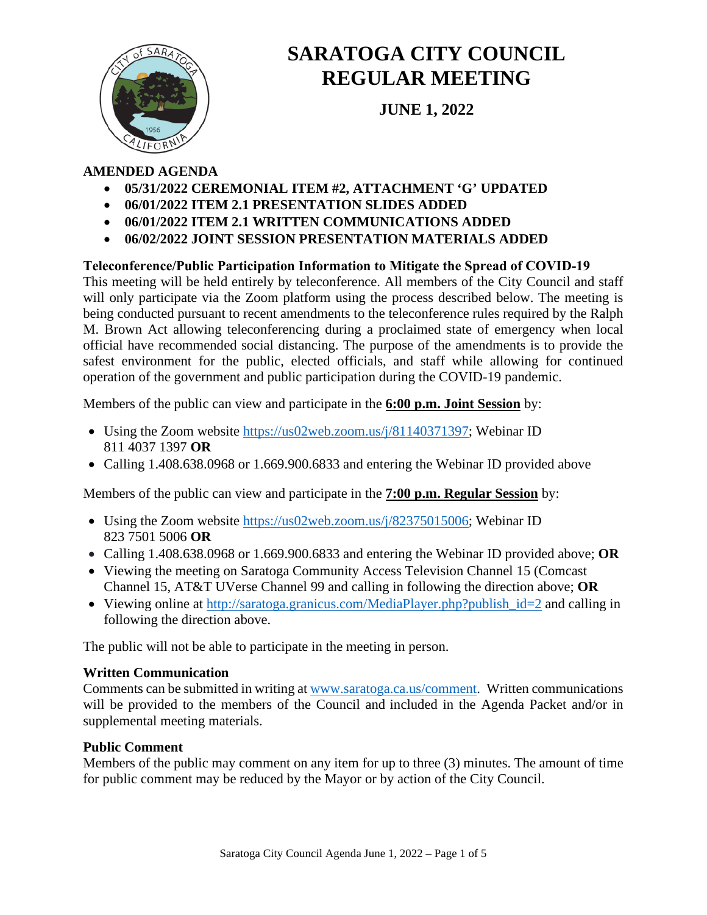# SARATOGA CITY COUNCIL REGULAR MEETING

## JUNE 1, 2022

**AMENDED AGENDA**

- **05/31/2022 CEREMONIAL ITEM #2, ATTACHMENT 'G' UPDATED**
- **06/01/2022 ITEM 2.1 PRESENTATION SLIDES ADDED**
- **06/01/2022 ITEM 2.1 WRITTEN COMMUNICATIONS ADDED**
- **06/02/2022 JOINT SESSION PRESENTATION MATERIALS ADDED**

**Teleconference/Public Participation Information to Mitigate the Spread of COVID-19**

This meeting will be held entirely by teleconference. All members of the City Council and staff will only participate via the Zoom platform using the process described below. The meeting is being conducted pursuant to recent amendments to the teleconference rules required by the Ralph M. Brown Act allowing teleconferencing during a proclaimed state of emergency when local official have recommended social distancing. The purpose of the amendments is to provide the safest environment for the public, elected officials, and staff while allowing for continued operation of the government and public participation during the COVID-19 pandemic.

Members of the public can view and participate in the **6:00 p.m. Joint Session** by:

- Using the Zoom website https://us02web.zoom.us/j/81140371397; Webinar ID 811 4037 1397 **OR**
- Calling 1.408.638.0968 or 1.669.900.6833 and entering the Webinar ID provided above

Members of the public can view and participate in the **7:00 p.m. Regular Session** by:

- Using the Zoom website https://us02web.zoom.us/j/82375015006; Webinar ID 823 7501 5006 **OR**
- Calling 1.408.638.0968 or 1.669.900.6833 and entering the Webinar ID provided above; **OR**
- Viewing the meeting on Saratoga Community Access Television Channel 15 (Comcast Channel 15, AT&T UVerse Channel 99 and calling in following the direction above; **OR**
- Viewing online at http://saratoga.granicus.com/MediaPlayer.php?publish_id=2 and calling in following the direction above.

The public will not be able to participate in the meeting in person.

**Written Communication**

Comments can be submitted in writing at www.saratoga.ca.us/comment. Written communications will be provided to the members of the Council and included in the Agenda Packet and/or in supplemental meeting materials.

**Public Comment**

Members of the public may comment on any item for up to three (3) minutes. The amount of time for public comment may be reduced by the Mayor or by action of the City Council.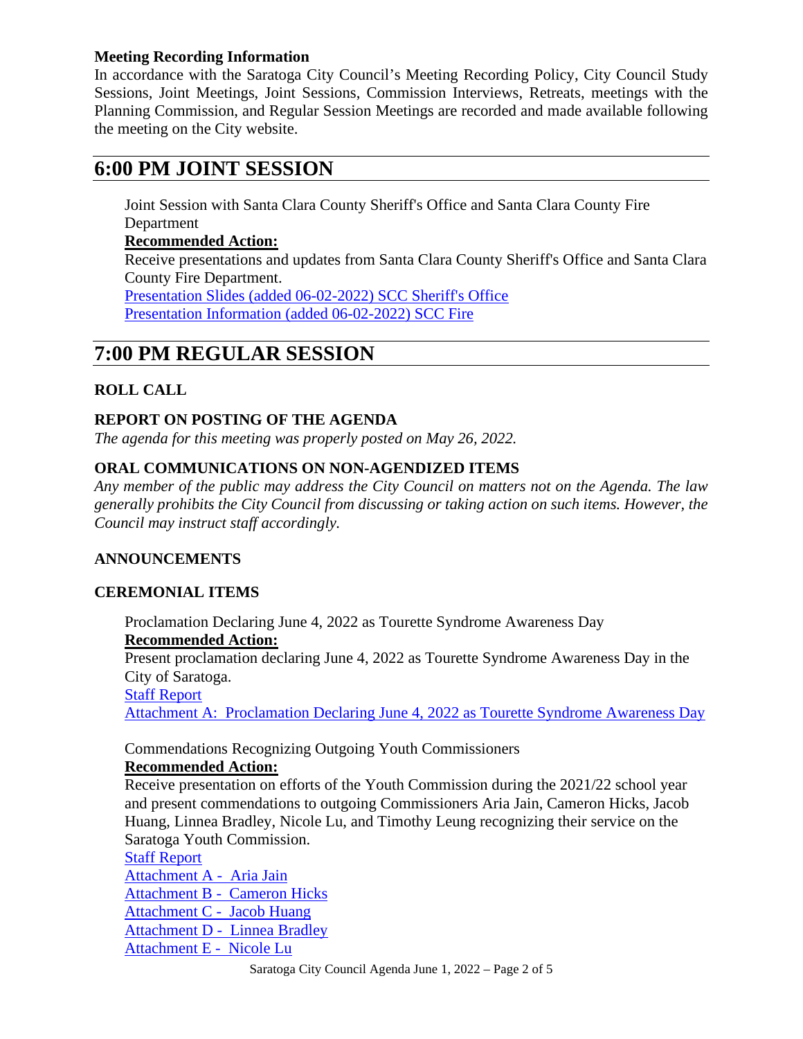**Meeting Recording Information**
In accordance with the Saratoga City Council's Meeting Recording Policy, City Council Study Sessions, Joint Meetings, Joint Sessions, Commission Interviews, Retreats, meetings with the Planning Commission, and Regular Session Meetings are recorded and made available following the meeting on the City website.

# 6:00 PM JOINT SESSION

Joint Session with Santa Clara County Sheriff's Office and Santa Clara County Fire Department
**Recommended Action:**
Receive presentations and updates from Santa Clara County Sheriff's Office and Santa Clara County Fire Department.
Presentation Slides (added 06-02-2022) SCC Sheriff's Office
Presentation Information (added 06-02-2022) SCC Fire

# 7:00 PM REGULAR SESSION

**ROLL CALL**

**REPORT ON POSTING OF THE AGENDA**
*The agenda for this meeting was properly posted on May 26, 2022.*

**ORAL COMMUNICATIONS ON NON-AGENDIZED ITEMS**
*Any member of the public may address the City Council on matters not on the Agenda. The law generally prohibits the City Council from discussing or taking action on such items. However, the Council may instruct staff accordingly.*

**ANNOUNCEMENTS**

**CEREMONIAL ITEMS**

Proclamation Declaring June 4, 2022 as Tourette Syndrome Awareness Day
**Recommended Action:**
Present proclamation declaring June 4, 2022 as Tourette Syndrome Awareness Day in the City of Saratoga.
Staff Report
Attachment A: Proclamation Declaring June 4, 2022 as Tourette Syndrome Awareness Day

Commendations Recognizing Outgoing Youth Commissioners
**Recommended Action:**
Receive presentation on efforts of the Youth Commission during the 2021/22 school year and present commendations to outgoing Commissioners Aria Jain, Cameron Hicks, Jacob Huang, Linnea Bradley, Nicole Lu, and Timothy Leung recognizing their service on the Saratoga Youth Commission.
Staff Report
Attachment A - Aria Jain
Attachment B - Cameron Hicks
Attachment C - Jacob Huang
Attachment D - Linnea Bradley
Attachment E - Nicole Lu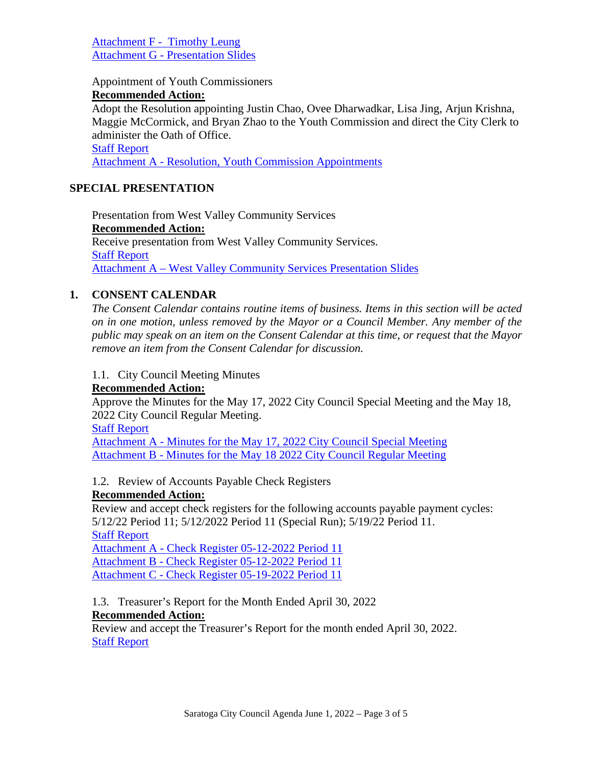Attachment F - Timothy Leung
Attachment G - Presentation Slides

Appointment of Youth Commissioners

**Recommended Action:**

Adopt the Resolution appointing Justin Chao, Ovee Dharwadkar, Lisa Jing, Arjun Krishna, Maggie McCormick, and Bryan Zhao to the Youth Commission and direct the City Clerk to administer the Oath of Office.

Staff Report
Attachment A - Resolution, Youth Commission Appointments

## SPECIAL PRESENTATION

Presentation from West Valley Community Services

**Recommended Action:**

Receive presentation from West Valley Community Services.

Staff Report
Attachment A – West Valley Community Services Presentation Slides

## 1. CONSENT CALENDAR

*The Consent Calendar contains routine items of business. Items in this section will be acted on in one motion, unless removed by the Mayor or a Council Member. Any member of the public may speak on an item on the Consent Calendar at this time, or request that the Mayor remove an item from the Consent Calendar for discussion.*

1.1. City Council Meeting Minutes

**Recommended Action:**

Approve the Minutes for the May 17, 2022 City Council Special Meeting and the May 18, 2022 City Council Regular Meeting.

Staff Report
Attachment A - Minutes for the May 17, 2022 City Council Special Meeting
Attachment B - Minutes for the May 18 2022 City Council Regular Meeting

1.2. Review of Accounts Payable Check Registers

**Recommended Action:**

Review and accept check registers for the following accounts payable payment cycles: 5/12/22 Period 11; 5/12/2022 Period 11 (Special Run); 5/19/22 Period 11.

Staff Report
Attachment A - Check Register 05-12-2022 Period 11
Attachment B - Check Register 05-12-2022 Period 11
Attachment C - Check Register 05-19-2022 Period 11

1.3. Treasurer's Report for the Month Ended April 30, 2022

**Recommended Action:**

Review and accept the Treasurer's Report for the month ended April 30, 2022.

Staff Report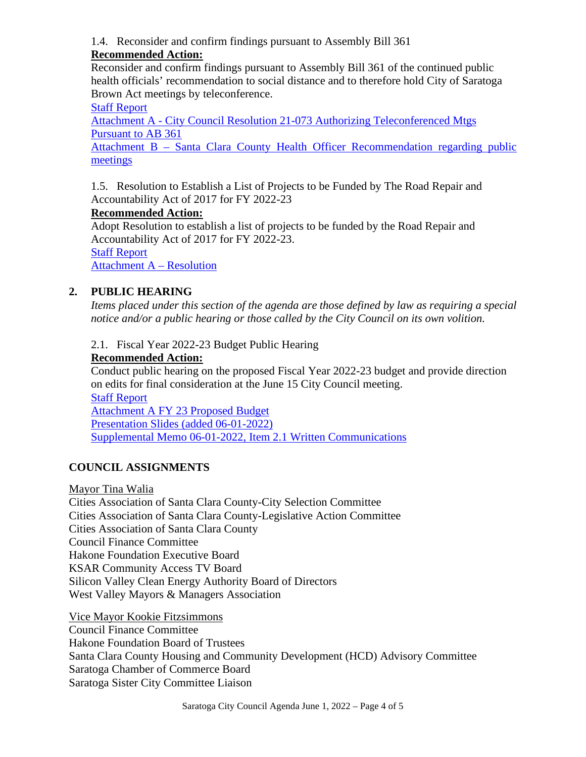1.4. Reconsider and confirm findings pursuant to Assembly Bill 361

**Recommended Action:**

Reconsider and confirm findings pursuant to Assembly Bill 361 of the continued public health officials' recommendation to social distance and to therefore hold City of Saratoga Brown Act meetings by teleconference.

Staff Report

Attachment A - City Council Resolution 21-073 Authorizing Teleconferenced Mtgs Pursuant to AB 361

Attachment B – Santa Clara County Health Officer Recommendation regarding public meetings

1.5. Resolution to Establish a List of Projects to be Funded by The Road Repair and Accountability Act of 2017 for FY 2022-23

**Recommended Action:**

Adopt Resolution to establish a list of projects to be funded by the Road Repair and Accountability Act of 2017 for FY 2022-23.

Staff Report

Attachment A – Resolution

## 2. PUBLIC HEARING

*Items placed under this section of the agenda are those defined by law as requiring a special notice and/or a public hearing or those called by the City Council on its own volition.*

2.1. Fiscal Year 2022-23 Budget Public Hearing

**Recommended Action:**

Conduct public hearing on the proposed Fiscal Year 2022-23 budget and provide direction on edits for final consideration at the June 15 City Council meeting.

Staff Report

Attachment A FY 23 Proposed Budget

Presentation Slides (added 06-01-2022)

Supplemental Memo 06-01-2022, Item 2.1 Written Communications

## COUNCIL ASSIGNMENTS

Mayor Tina Walia

Cities Association of Santa Clara County-City Selection Committee
Cities Association of Santa Clara County-Legislative Action Committee
Cities Association of Santa Clara County
Council Finance Committee
Hakone Foundation Executive Board
KSAR Community Access TV Board
Silicon Valley Clean Energy Authority Board of Directors
West Valley Mayors & Managers Association

Vice Mayor Kookie Fitzsimmons

Council Finance Committee
Hakone Foundation Board of Trustees
Santa Clara County Housing and Community Development (HCD) Advisory Committee
Saratoga Chamber of Commerce Board
Saratoga Sister City Committee Liaison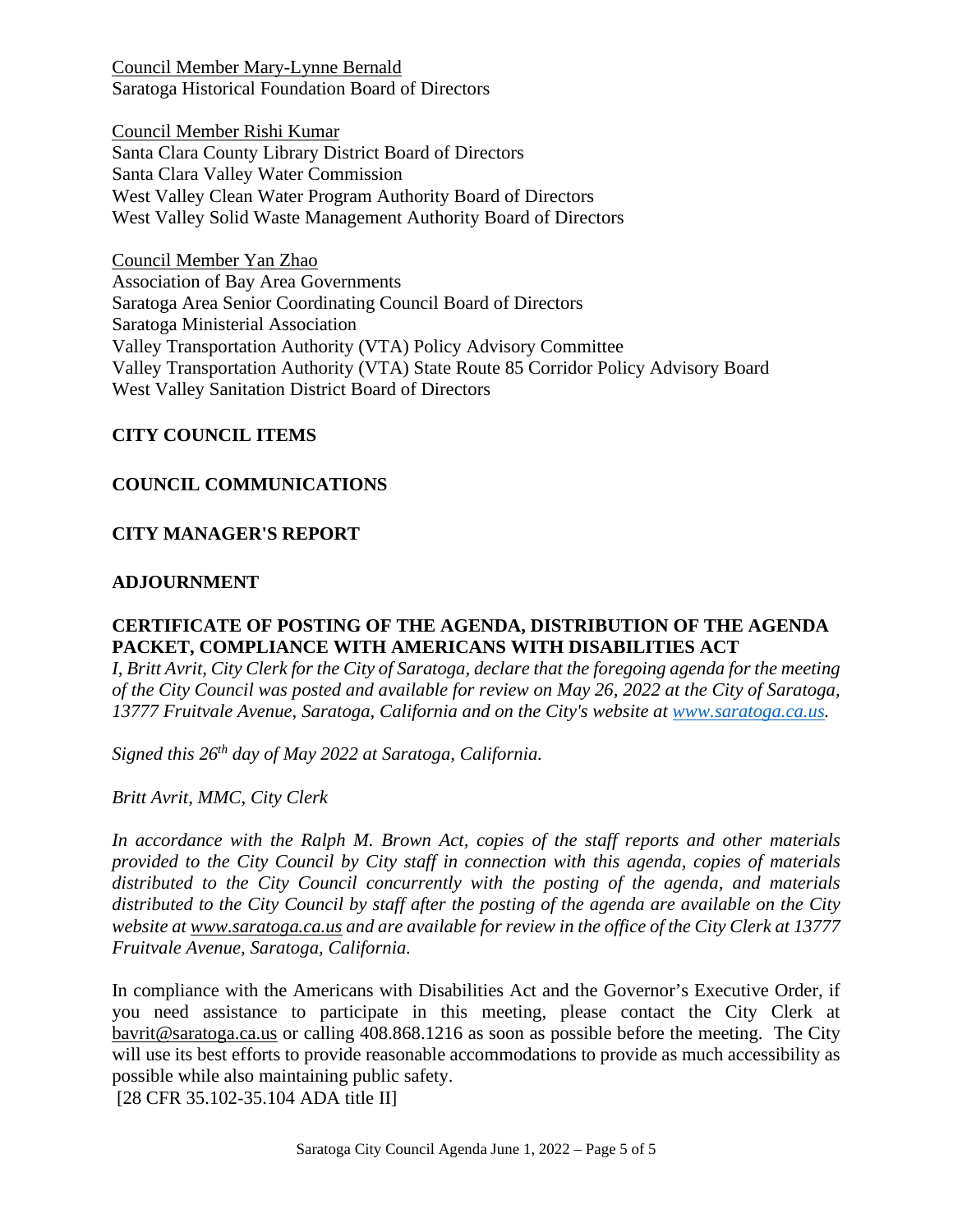Council Member Mary-Lynne Bernald
Saratoga Historical Foundation Board of Directors

Council Member Rishi Kumar
Santa Clara County Library District Board of Directors
Santa Clara Valley Water Commission
West Valley Clean Water Program Authority Board of Directors
West Valley Solid Waste Management Authority Board of Directors

Council Member Yan Zhao
Association of Bay Area Governments
Saratoga Area Senior Coordinating Council Board of Directors
Saratoga Ministerial Association
Valley Transportation Authority (VTA) Policy Advisory Committee
Valley Transportation Authority (VTA) State Route 85 Corridor Policy Advisory Board
West Valley Sanitation District Board of Directors

**CITY COUNCIL ITEMS**

**COUNCIL COMMUNICATIONS**

**CITY MANAGER'S REPORT**

**ADJOURNMENT**

**CERTIFICATE OF POSTING OF THE AGENDA, DISTRIBUTION OF THE AGENDA PACKET, COMPLIANCE WITH AMERICANS WITH DISABILITIES ACT**

*I, Britt Avrit, City Clerk for the City of Saratoga, declare that the foregoing agenda for the meeting of the City Council was posted and available for review on May 26, 2022 at the City of Saratoga, 13777 Fruitvale Avenue, Saratoga, California and on the City's website at www.saratoga.ca.us.*

*Signed this 26th day of May 2022 at Saratoga, California.*

*Britt Avrit, MMC, City Clerk*

*In accordance with the Ralph M. Brown Act, copies of the staff reports and other materials provided to the City Council by City staff in connection with this agenda, copies of materials distributed to the City Council concurrently with the posting of the agenda, and materials distributed to the City Council by staff after the posting of the agenda are available on the City website at www.saratoga.ca.us and are available for review in the office of the City Clerk at 13777 Fruitvale Avenue, Saratoga, California.*

In compliance with the Americans with Disabilities Act and the Governor's Executive Order, if you need assistance to participate in this meeting, please contact the City Clerk at bavrit@saratoga.ca.us or calling 408.868.1216 as soon as possible before the meeting. The City will use its best efforts to provide reasonable accommodations to provide as much accessibility as possible while also maintaining public safety.
[28 CFR 35.102-35.104 ADA title II]